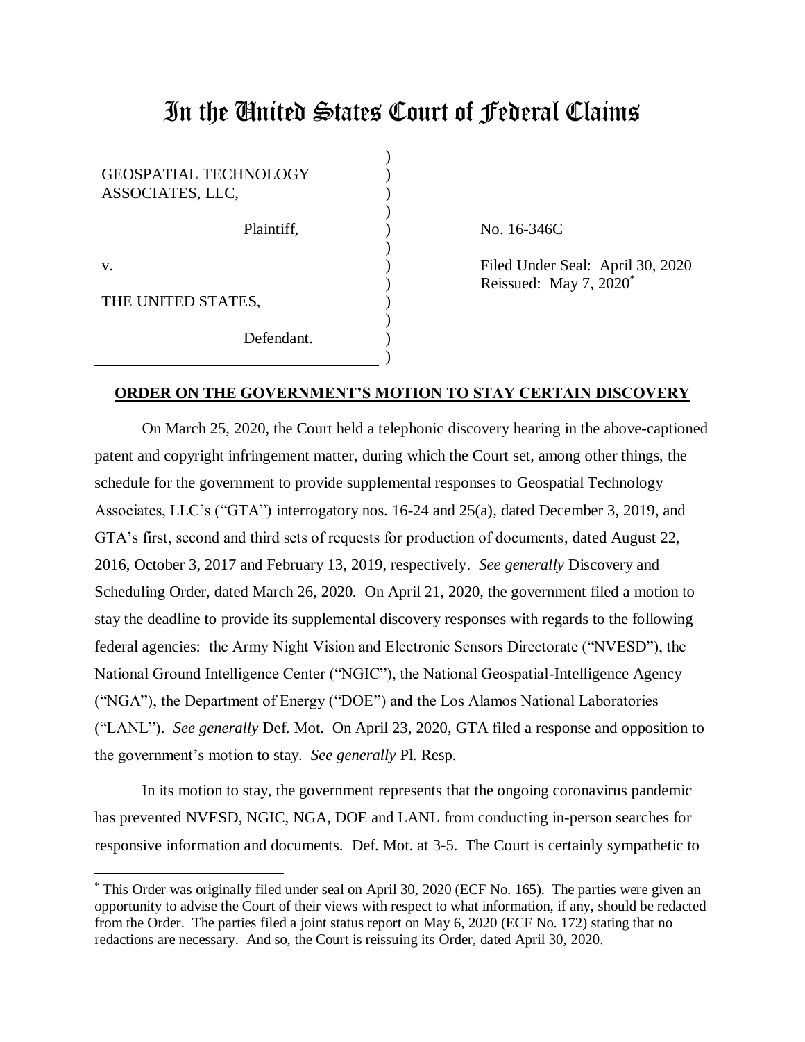# In the United States Court of Federal Claims

GEOSPATIAL TECHNOLOGY ASSOCIATES, LLC,

Plaintiff,

v.

THE UNITED STATES,

Defendant.

No. 16-346C

Filed Under Seal: April 30, 2020
Reissued: May 7, 2020[*]

**ORDER ON THE GOVERNMENT'S MOTION TO STAY CERTAIN DISCOVERY**

On March 25, 2020, the Court held a telephonic discovery hearing in the above-captioned patent and copyright infringement matter, during which the Court set, among other things, the schedule for the government to provide supplemental responses to Geospatial Technology Associates, LLC's ("GTA") interrogatory nos. 16-24 and 25(a), dated December 3, 2019, and GTA's first, second and third sets of requests for production of documents, dated August 22, 2016, October 3, 2017 and February 13, 2019, respectively. *See generally* Discovery and Scheduling Order, dated March 26, 2020. On April 21, 2020, the government filed a motion to stay the deadline to provide its supplemental discovery responses with regards to the following federal agencies: the Army Night Vision and Electronic Sensors Directorate ("NVESD"), the National Ground Intelligence Center ("NGIC"), the National Geospatial-Intelligence Agency ("NGA"), the Department of Energy ("DOE") and the Los Alamos National Laboratories ("LANL"). *See generally* Def. Mot. On April 23, 2020, GTA filed a response and opposition to the government's motion to stay. *See generally* Pl. Resp.

In its motion to stay, the government represents that the ongoing coronavirus pandemic has prevented NVESD, NGIC, NGA, DOE and LANL from conducting in-person searches for responsive information and documents. Def. Mot. at 3-5. The Court is certainly sympathetic to

[*] This Order was originally filed under seal on April 30, 2020 (ECF No. 165). The parties were given an opportunity to advise the Court of their views with respect to what information, if any, should be redacted from the Order. The parties filed a joint status report on May 6, 2020 (ECF No. 172) stating that no redactions are necessary. And so, the Court is reissuing its Order, dated April 30, 2020.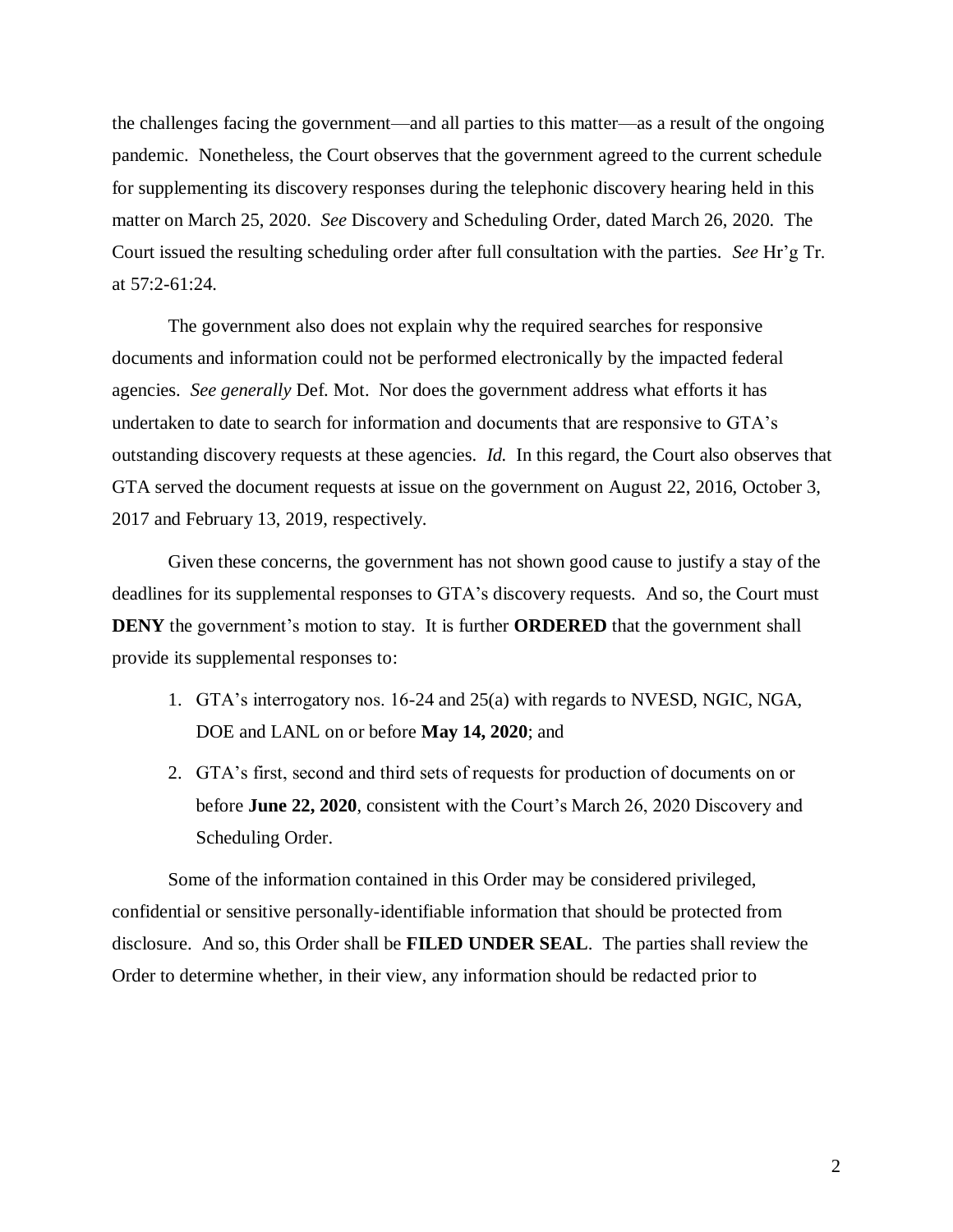the challenges facing the government—and all parties to this matter—as a result of the ongoing pandemic. Nonetheless, the Court observes that the government agreed to the current schedule for supplementing its discovery responses during the telephonic discovery hearing held in this matter on March 25, 2020. *See* Discovery and Scheduling Order, dated March 26, 2020. The Court issued the resulting scheduling order after full consultation with the parties. *See* Hr'g Tr. at 57:2-61:24.

The government also does not explain why the required searches for responsive documents and information could not be performed electronically by the impacted federal agencies. *See generally* Def. Mot. Nor does the government address what efforts it has undertaken to date to search for information and documents that are responsive to GTA's outstanding discovery requests at these agencies. *Id.* In this regard, the Court also observes that GTA served the document requests at issue on the government on August 22, 2016, October 3, 2017 and February 13, 2019, respectively.

Given these concerns, the government has not shown good cause to justify a stay of the deadlines for its supplemental responses to GTA's discovery requests. And so, the Court must **DENY** the government's motion to stay. It is further **ORDERED** that the government shall provide its supplemental responses to:

1. GTA's interrogatory nos. 16-24 and 25(a) with regards to NVESD, NGIC, NGA, DOE and LANL on or before **May 14, 2020**; and
2. GTA's first, second and third sets of requests for production of documents on or before **June 22, 2020**, consistent with the Court's March 26, 2020 Discovery and Scheduling Order.

Some of the information contained in this Order may be considered privileged, confidential or sensitive personally-identifiable information that should be protected from disclosure. And so, this Order shall be **FILED UNDER SEAL**. The parties shall review the Order to determine whether, in their view, any information should be redacted prior to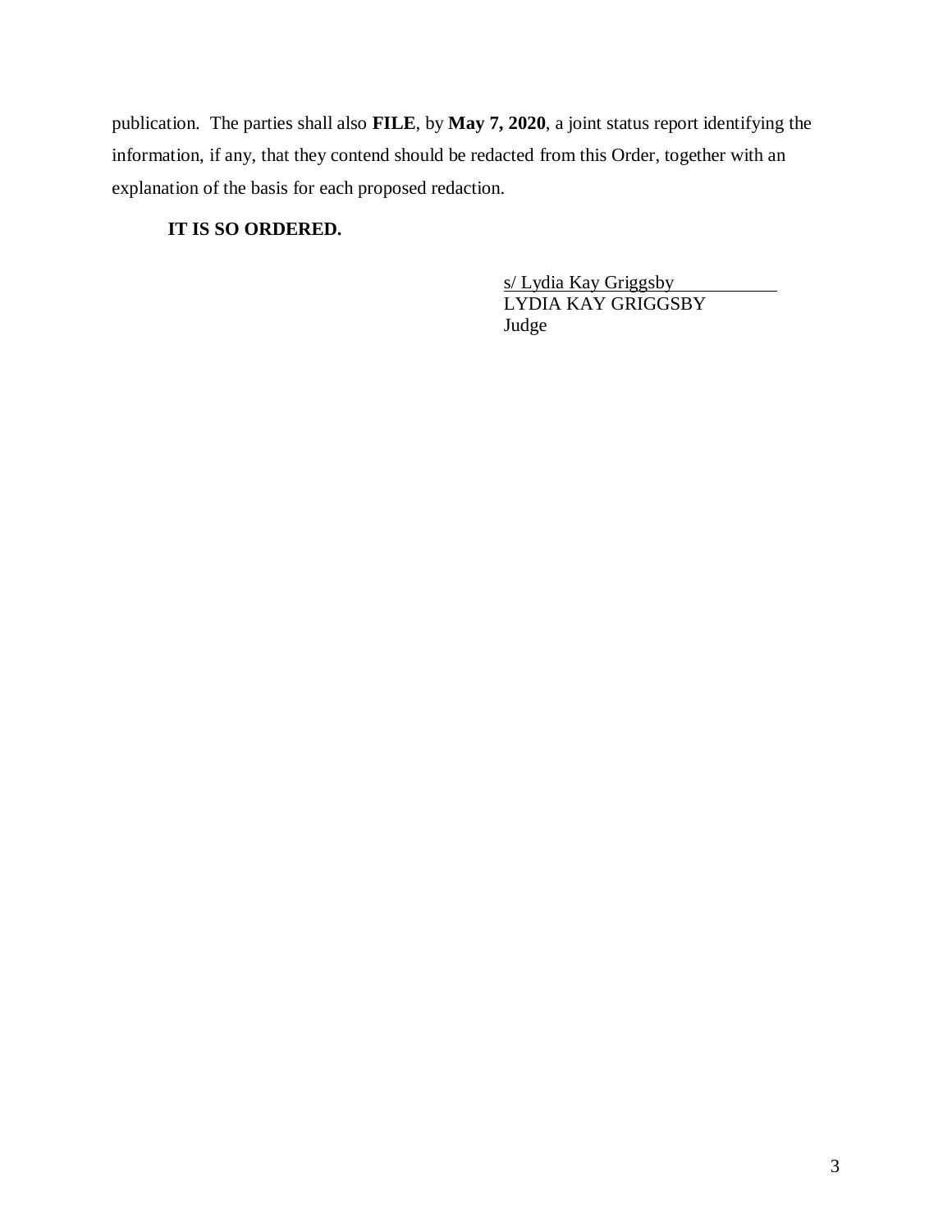publication. The parties shall also **FILE**, by **May 7, 2020**, a joint status report identifying the information, if any, that they contend should be redacted from this Order, together with an explanation of the basis for each proposed redaction.

**IT IS SO ORDERED.**

s/ Lydia Kay Griggsby
LYDIA KAY GRIGGSBY
Judge